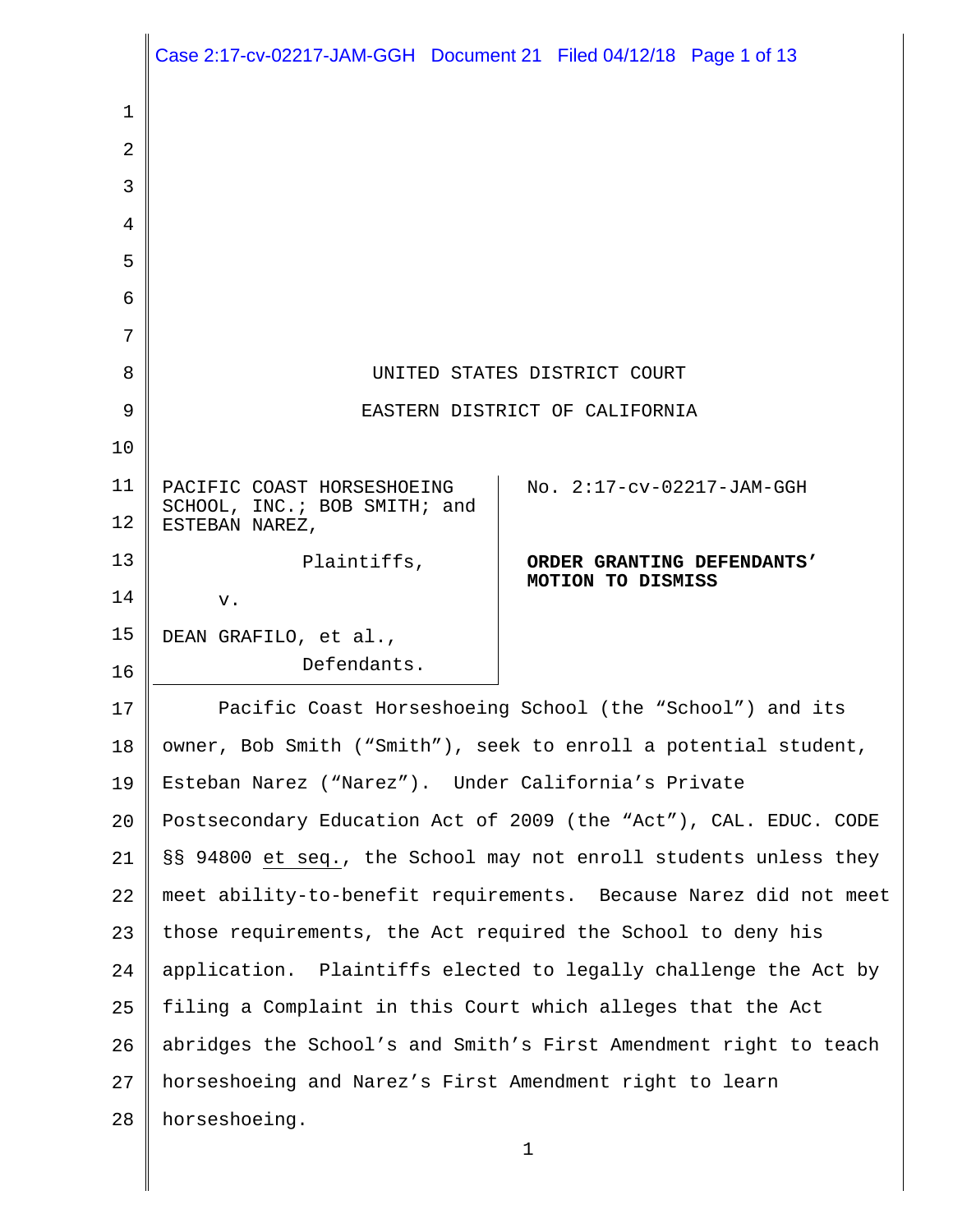UNITED STATES DISTRICT COURT

EASTERN DISTRICT OF CALIFORNIA

| | |
|---|---|
| PACIFIC COAST HORSESHOEING SCHOOL, INC.; BOB SMITH; and ESTEBAN NAREZ,<br><br>Plaintiffs,<br><br>v.<br><br>DEAN GRAFILO, et al.,<br><br>Defendants. | No. 2:17-cv-02217-JAM-GGH<br><br>**ORDER GRANTING DEFENDANTS' MOTION TO DISMISS** |

Pacific Coast Horseshoeing School (the "School") and its owner, Bob Smith ("Smith"), seek to enroll a potential student, Esteban Narez ("Narez"). Under California's Private Postsecondary Education Act of 2009 (the "Act"), CAL. EDUC. CODE §§ 94800 et seq., the School may not enroll students unless they meet ability-to-benefit requirements. Because Narez did not meet those requirements, the Act required the School to deny his application. Plaintiffs elected to legally challenge the Act by filing a Complaint in this Court which alleges that the Act abridges the School's and Smith's First Amendment right to teach horseshoeing and Narez's First Amendment right to learn horseshoeing.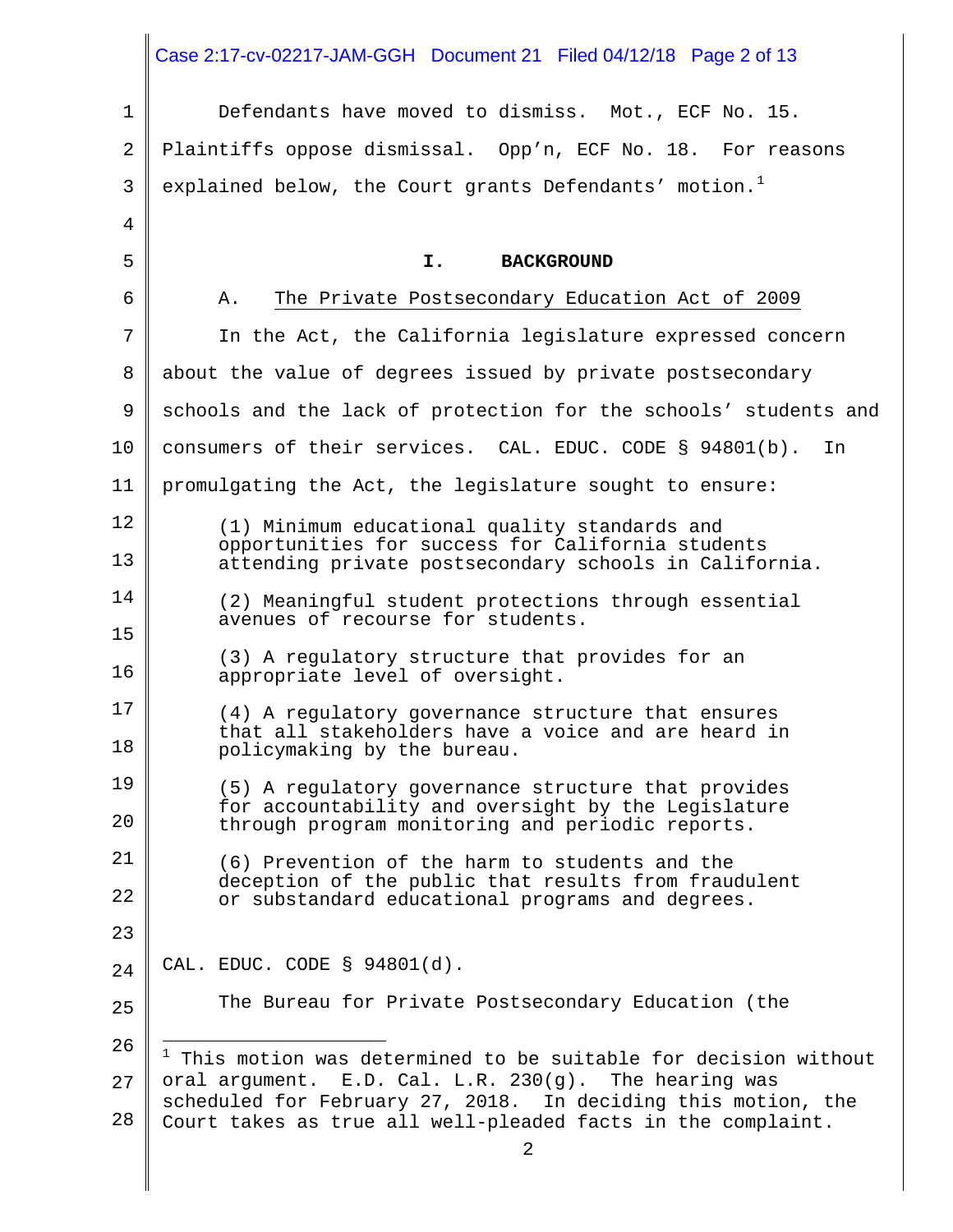Defendants have moved to dismiss. Mot., ECF No. 15. Plaintiffs oppose dismissal. Opp'n, ECF No. 18. For reasons explained below, the Court grants Defendants' motion.[1]

## I. BACKGROUND

### A. The Private Postsecondary Education Act of 2009

In the Act, the California legislature expressed concern about the value of degrees issued by private postsecondary schools and the lack of protection for the schools' students and consumers of their services. CAL. EDUC. CODE § 94801(b). In promulgating the Act, the legislature sought to ensure:

> (1) Minimum educational quality standards and opportunities for success for California students attending private postsecondary schools in California.
>
> (2) Meaningful student protections through essential avenues of recourse for students.
>
> (3) A regulatory structure that provides for an appropriate level of oversight.
>
> (4) A regulatory governance structure that ensures that all stakeholders have a voice and are heard in policymaking by the bureau.
>
> (5) A regulatory governance structure that provides for accountability and oversight by the Legislature through program monitoring and periodic reports.
>
> (6) Prevention of the harm to students and the deception of the public that results from fraudulent or substandard educational programs and degrees.

CAL. EDUC. CODE § 94801(d).

The Bureau for Private Postsecondary Education (the

---

[1] This motion was determined to be suitable for decision without oral argument. E.D. Cal. L.R. 230(g). The hearing was scheduled for February 27, 2018. In deciding this motion, the Court takes as true all well-pleaded facts in the complaint.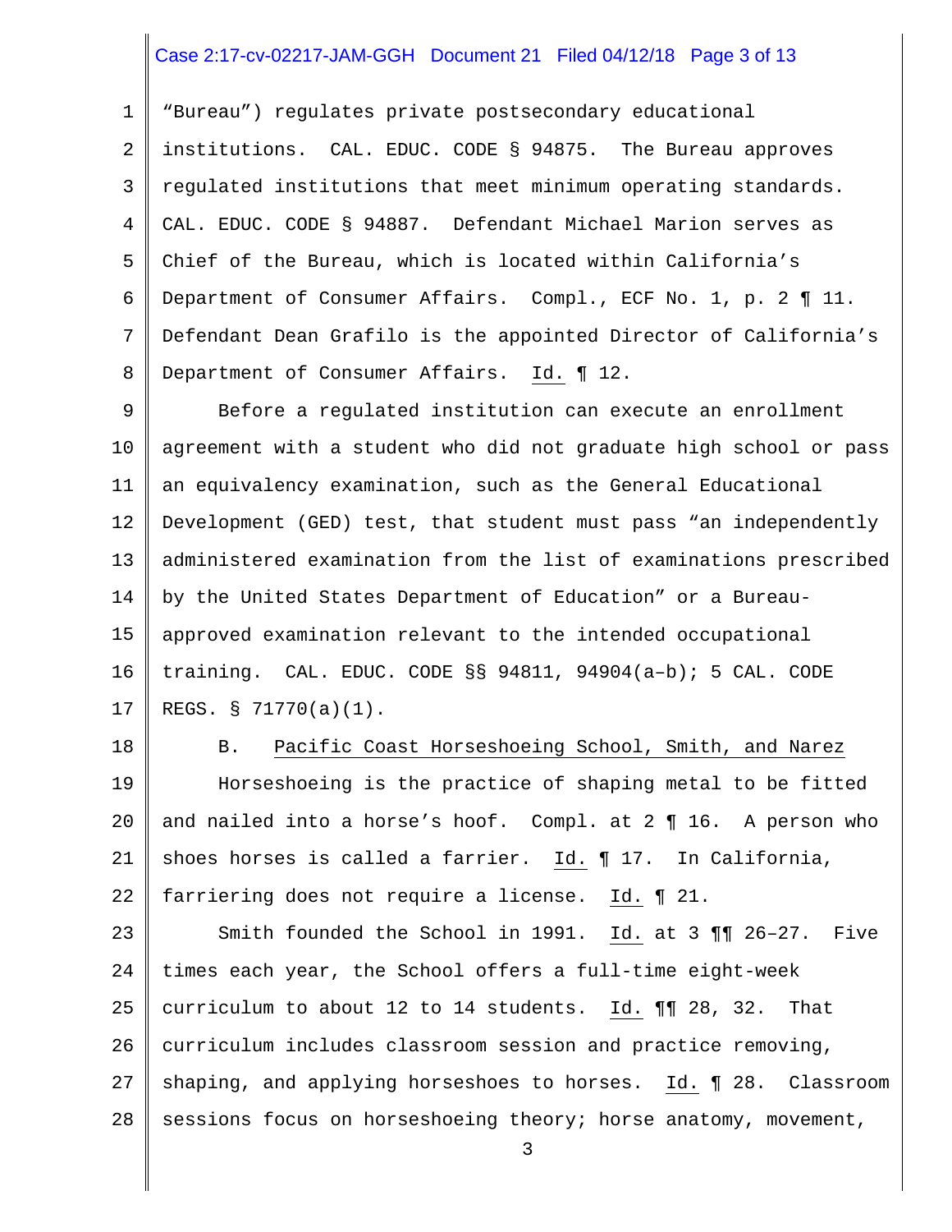"Bureau") regulates private postsecondary educational institutions. CAL. EDUC. CODE § 94875. The Bureau approves regulated institutions that meet minimum operating standards. CAL. EDUC. CODE § 94887. Defendant Michael Marion serves as Chief of the Bureau, which is located within California's Department of Consumer Affairs. Compl., ECF No. 1, p. 2 ¶ 11. Defendant Dean Grafilo is the appointed Director of California's Department of Consumer Affairs. Id. ¶ 12.

Before a regulated institution can execute an enrollment agreement with a student who did not graduate high school or pass an equivalency examination, such as the General Educational Development (GED) test, that student must pass "an independently administered examination from the list of examinations prescribed by the United States Department of Education" or a Bureau-approved examination relevant to the intended occupational training. CAL. EDUC. CODE §§ 94811, 94904(a–b); 5 CAL. CODE REGS. § 71770(a)(1).

B. Pacific Coast Horseshoeing School, Smith, and Narez

Horseshoeing is the practice of shaping metal to be fitted and nailed into a horse's hoof. Compl. at 2 ¶ 16. A person who shoes horses is called a farrier. Id. ¶ 17. In California, farriering does not require a license. Id. ¶ 21.

Smith founded the School in 1991. Id. at 3 ¶¶ 26–27. Five times each year, the School offers a full-time eight-week curriculum to about 12 to 14 students. Id. ¶¶ 28, 32. That curriculum includes classroom session and practice removing, shaping, and applying horseshoes to horses. Id. ¶ 28. Classroom sessions focus on horseshoeing theory; horse anatomy, movement,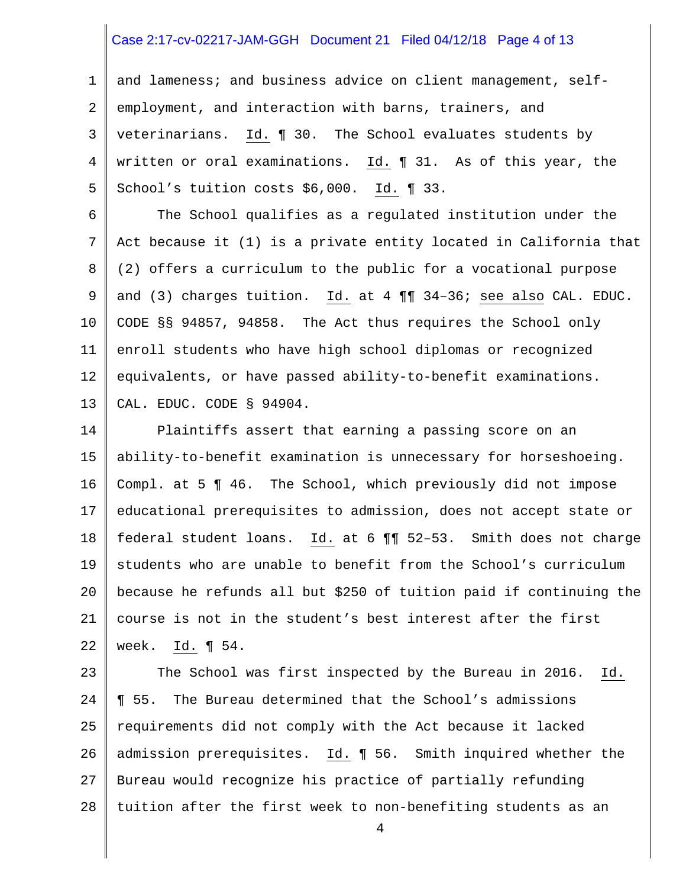and lameness; and business advice on client management, self-employment, and interaction with barns, trainers, and veterinarians. Id. ¶ 30. The School evaluates students by written or oral examinations. Id. ¶ 31. As of this year, the School's tuition costs $6,000. Id. ¶ 33.

The School qualifies as a regulated institution under the Act because it (1) is a private entity located in California that (2) offers a curriculum to the public for a vocational purpose and (3) charges tuition. Id. at 4 ¶¶ 34–36; see also CAL. EDUC. CODE §§ 94857, 94858. The Act thus requires the School only enroll students who have high school diplomas or recognized equivalents, or have passed ability-to-benefit examinations. CAL. EDUC. CODE § 94904.

Plaintiffs assert that earning a passing score on an ability-to-benefit examination is unnecessary for horseshoeing. Compl. at 5 ¶ 46. The School, which previously did not impose educational prerequisites to admission, does not accept state or federal student loans. Id. at 6 ¶¶ 52–53. Smith does not charge students who are unable to benefit from the School's curriculum because he refunds all but $250 of tuition paid if continuing the course is not in the student's best interest after the first week. Id. ¶ 54.

The School was first inspected by the Bureau in 2016. Id. ¶ 55. The Bureau determined that the School's admissions requirements did not comply with the Act because it lacked admission prerequisites. Id. ¶ 56. Smith inquired whether the Bureau would recognize his practice of partially refunding tuition after the first week to non-benefiting students as an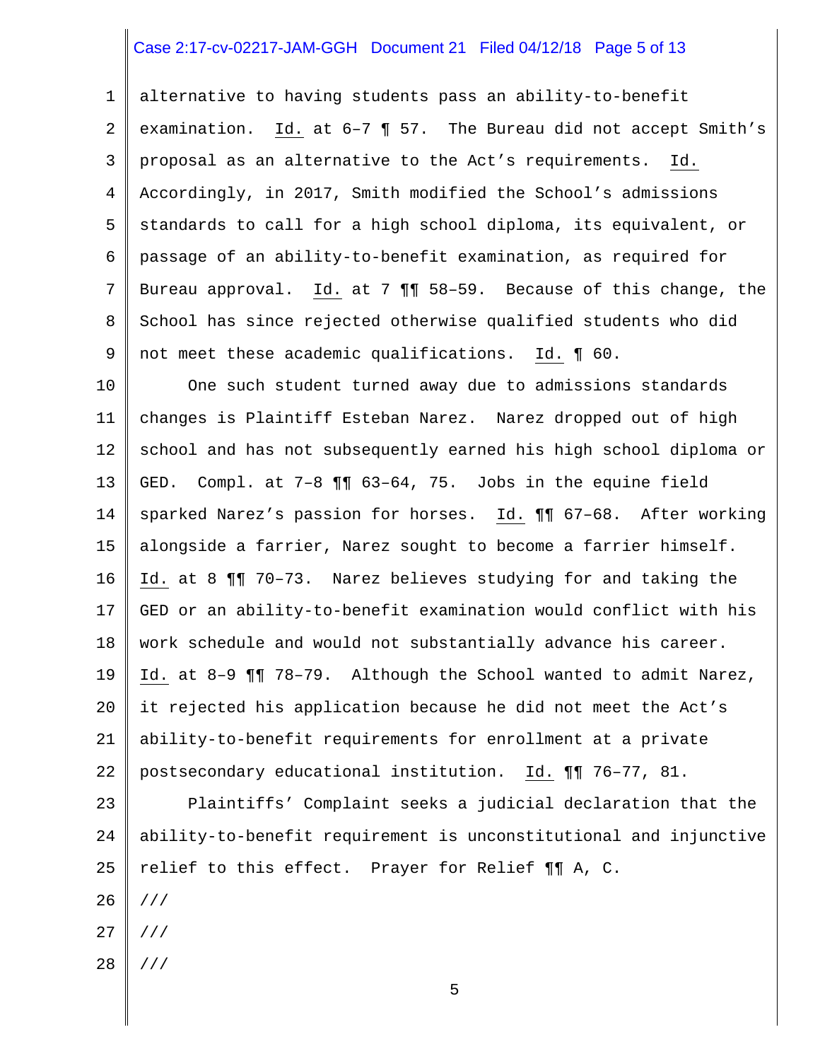alternative to having students pass an ability-to-benefit examination. Id. at 6–7 ¶ 57. The Bureau did not accept Smith's proposal as an alternative to the Act's requirements. Id. Accordingly, in 2017, Smith modified the School's admissions standards to call for a high school diploma, its equivalent, or passage of an ability-to-benefit examination, as required for Bureau approval. Id. at 7 ¶¶ 58–59. Because of this change, the School has since rejected otherwise qualified students who did not meet these academic qualifications. Id. ¶ 60.

One such student turned away due to admissions standards changes is Plaintiff Esteban Narez. Narez dropped out of high school and has not subsequently earned his high school diploma or GED. Compl. at 7–8 ¶¶ 63–64, 75. Jobs in the equine field sparked Narez's passion for horses. Id. ¶¶ 67–68. After working alongside a farrier, Narez sought to become a farrier himself. Id. at 8 ¶¶ 70–73. Narez believes studying for and taking the GED or an ability-to-benefit examination would conflict with his work schedule and would not substantially advance his career. Id. at 8–9 ¶¶ 78–79. Although the School wanted to admit Narez, it rejected his application because he did not meet the Act's ability-to-benefit requirements for enrollment at a private postsecondary educational institution. Id. ¶¶ 76–77, 81.

Plaintiffs' Complaint seeks a judicial declaration that the ability-to-benefit requirement is unconstitutional and injunctive relief to this effect. Prayer for Relief ¶¶ A, C.

///

///

///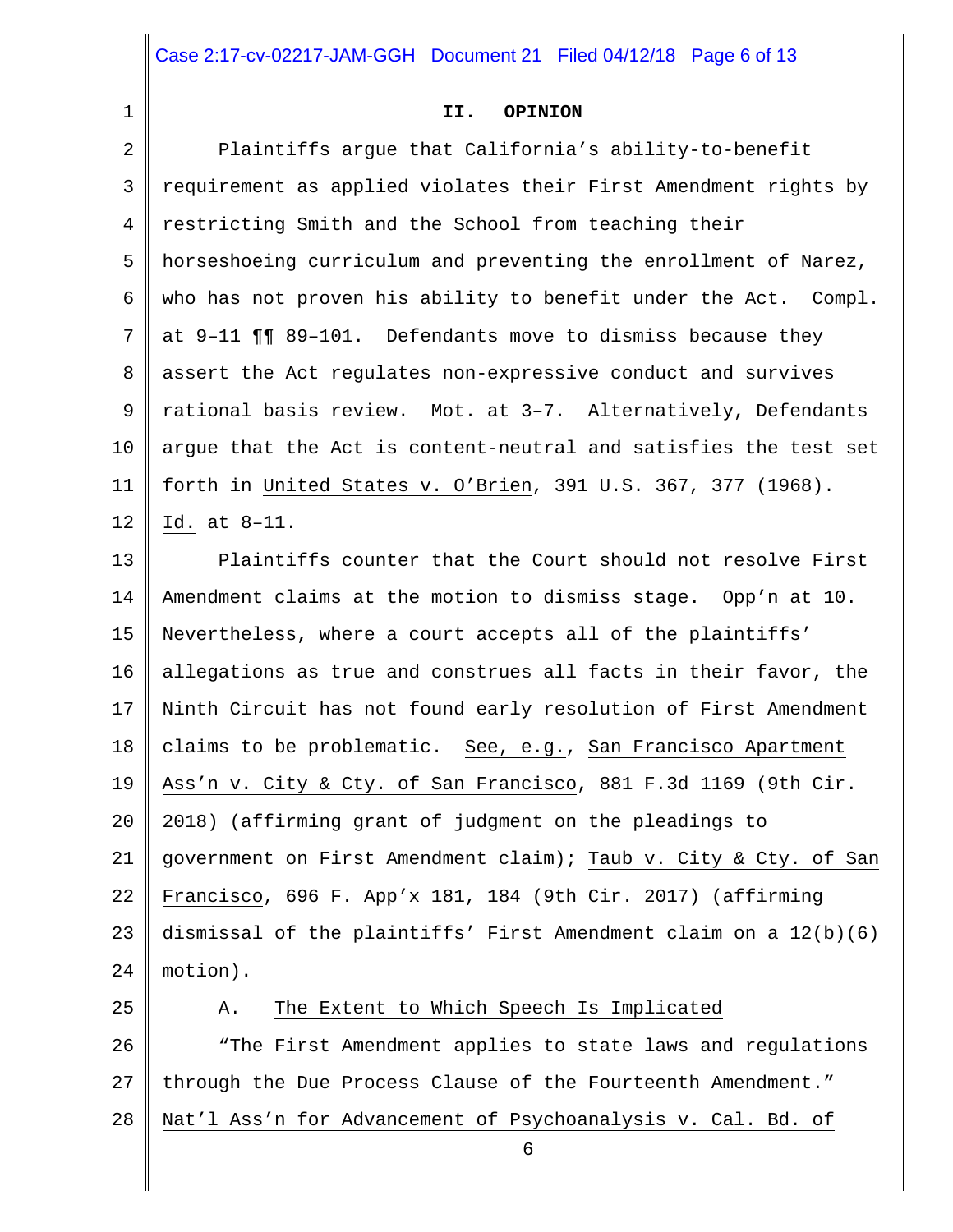## II. OPINION

Plaintiffs argue that California's ability-to-benefit requirement as applied violates their First Amendment rights by restricting Smith and the School from teaching their horseshoeing curriculum and preventing the enrollment of Narez, who has not proven his ability to benefit under the Act. Compl. at 9–11 ¶¶ 89–101. Defendants move to dismiss because they assert the Act regulates non-expressive conduct and survives rational basis review. Mot. at 3–7. Alternatively, Defendants argue that the Act is content-neutral and satisfies the test set forth in United States v. O'Brien, 391 U.S. 367, 377 (1968). Id. at 8–11.

Plaintiffs counter that the Court should not resolve First Amendment claims at the motion to dismiss stage. Opp'n at 10. Nevertheless, where a court accepts all of the plaintiffs' allegations as true and construes all facts in their favor, the Ninth Circuit has not found early resolution of First Amendment claims to be problematic. See, e.g., San Francisco Apartment Ass'n v. City & Cty. of San Francisco, 881 F.3d 1169 (9th Cir. 2018) (affirming grant of judgment on the pleadings to government on First Amendment claim); Taub v. City & Cty. of San Francisco, 696 F. App'x 181, 184 (9th Cir. 2017) (affirming dismissal of the plaintiffs' First Amendment claim on a 12(b)(6) motion).

### A. The Extent to Which Speech Is Implicated

"The First Amendment applies to state laws and regulations through the Due Process Clause of the Fourteenth Amendment." Nat'l Ass'n for Advancement of Psychoanalysis v. Cal. Bd. of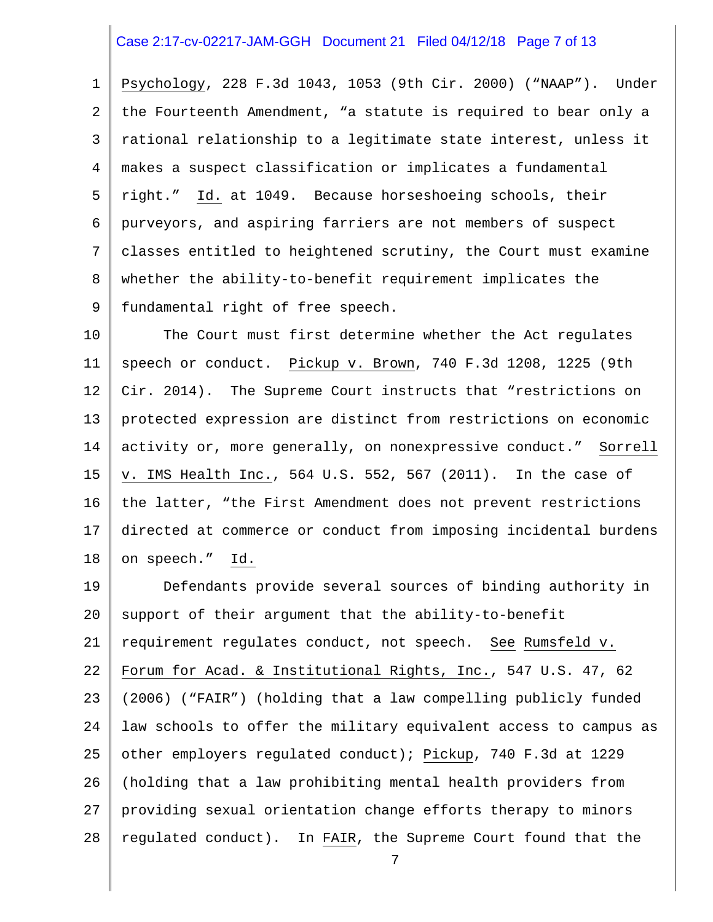Psychology, 228 F.3d 1043, 1053 (9th Cir. 2000) ("NAAP"). Under the Fourteenth Amendment, "a statute is required to bear only a rational relationship to a legitimate state interest, unless it makes a suspect classification or implicates a fundamental right." Id. at 1049. Because horseshoeing schools, their purveyors, and aspiring farriers are not members of suspect classes entitled to heightened scrutiny, the Court must examine whether the ability-to-benefit requirement implicates the fundamental right of free speech.

The Court must first determine whether the Act regulates speech or conduct. Pickup v. Brown, 740 F.3d 1208, 1225 (9th Cir. 2014). The Supreme Court instructs that "restrictions on protected expression are distinct from restrictions on economic activity or, more generally, on nonexpressive conduct." Sorrell v. IMS Health Inc., 564 U.S. 552, 567 (2011). In the case of the latter, "the First Amendment does not prevent restrictions directed at commerce or conduct from imposing incidental burdens on speech." Id.

Defendants provide several sources of binding authority in support of their argument that the ability-to-benefit requirement regulates conduct, not speech. See Rumsfeld v. Forum for Acad. & Institutional Rights, Inc., 547 U.S. 47, 62 (2006) ("FAIR") (holding that a law compelling publicly funded law schools to offer the military equivalent access to campus as other employers regulated conduct); Pickup, 740 F.3d at 1229 (holding that a law prohibiting mental health providers from providing sexual orientation change efforts therapy to minors regulated conduct). In FAIR, the Supreme Court found that the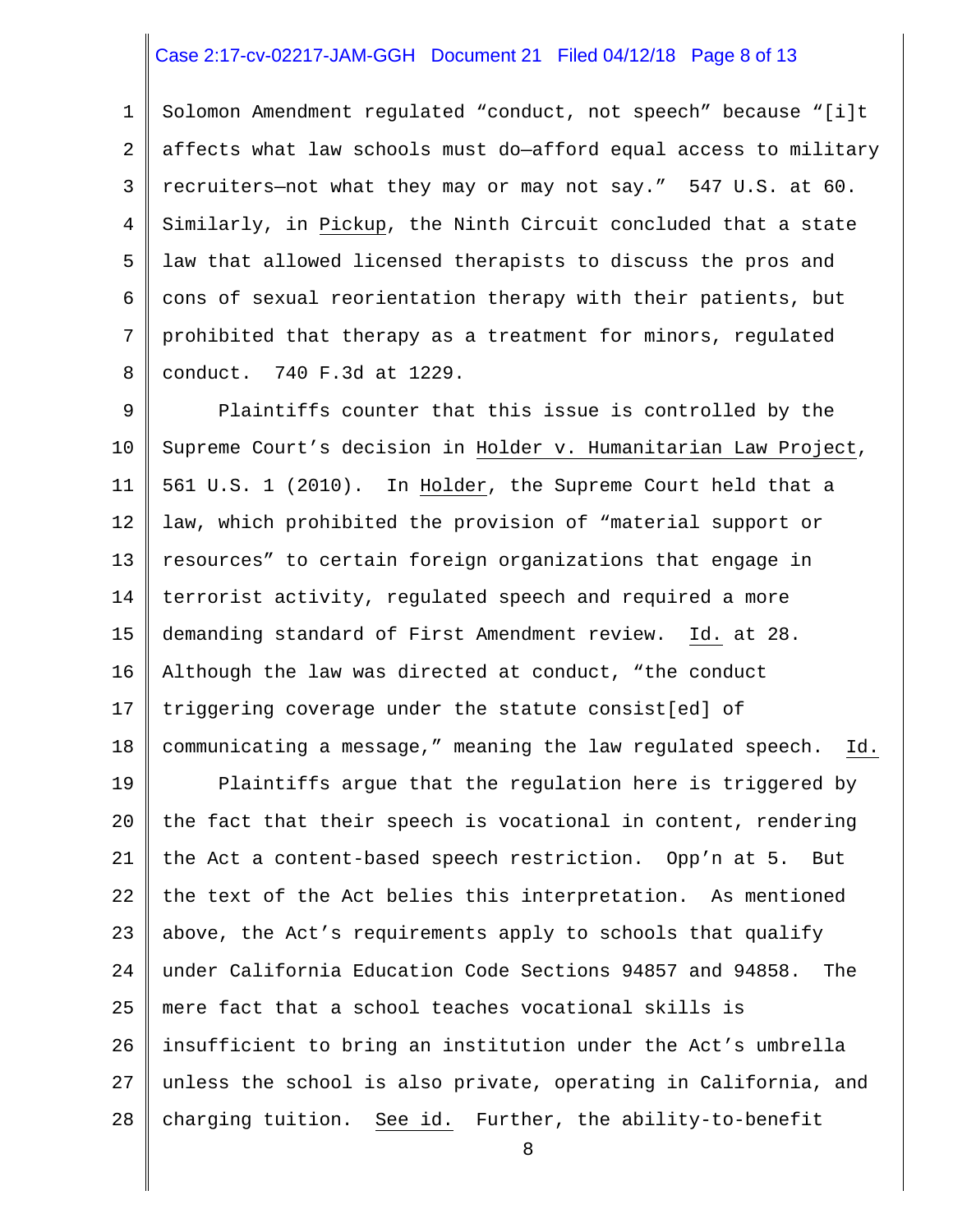Solomon Amendment regulated "conduct, not speech" because "[i]t affects what law schools must do—afford equal access to military recruiters—not what they may or may not say." 547 U.S. at 60. Similarly, in Pickup, the Ninth Circuit concluded that a state law that allowed licensed therapists to discuss the pros and cons of sexual reorientation therapy with their patients, but prohibited that therapy as a treatment for minors, regulated conduct. 740 F.3d at 1229.

Plaintiffs counter that this issue is controlled by the Supreme Court's decision in Holder v. Humanitarian Law Project, 561 U.S. 1 (2010). In Holder, the Supreme Court held that a law, which prohibited the provision of "material support or resources" to certain foreign organizations that engage in terrorist activity, regulated speech and required a more demanding standard of First Amendment review. Id. at 28. Although the law was directed at conduct, "the conduct triggering coverage under the statute consist[ed] of communicating a message," meaning the law regulated speech. Id.

Plaintiffs argue that the regulation here is triggered by the fact that their speech is vocational in content, rendering the Act a content-based speech restriction. Opp'n at 5. But the text of the Act belies this interpretation. As mentioned above, the Act's requirements apply to schools that qualify under California Education Code Sections 94857 and 94858. The mere fact that a school teaches vocational skills is insufficient to bring an institution under the Act's umbrella unless the school is also private, operating in California, and charging tuition. See id. Further, the ability-to-benefit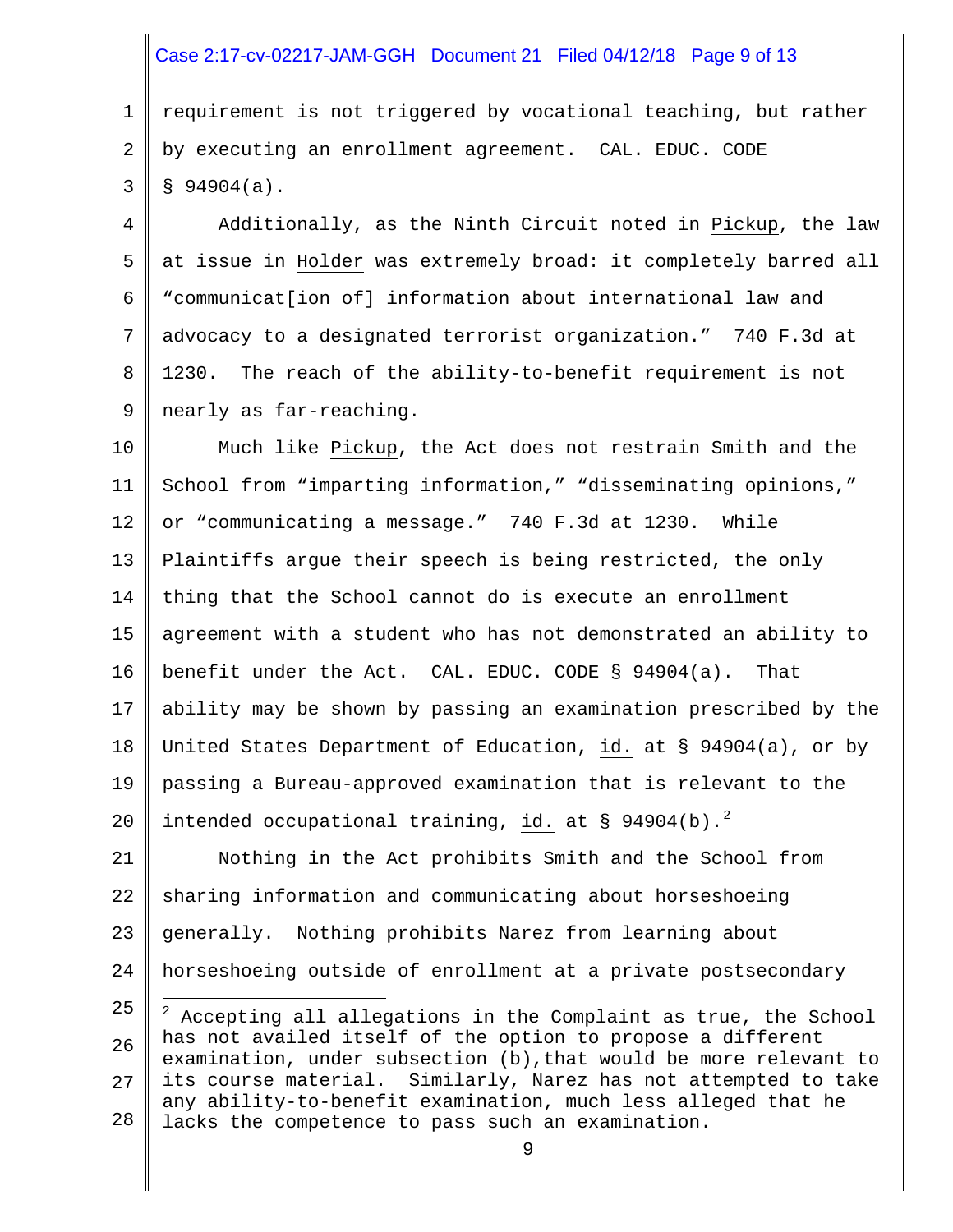requirement is not triggered by vocational teaching, but rather by executing an enrollment agreement. CAL. EDUC. CODE § 94904(a).

Additionally, as the Ninth Circuit noted in Pickup, the law at issue in Holder was extremely broad: it completely barred all "communicat[ion of] information about international law and advocacy to a designated terrorist organization." 740 F.3d at 1230. The reach of the ability-to-benefit requirement is not nearly as far-reaching.

Much like Pickup, the Act does not restrain Smith and the School from "imparting information," "disseminating opinions," or "communicating a message." 740 F.3d at 1230. While Plaintiffs argue their speech is being restricted, the only thing that the School cannot do is execute an enrollment agreement with a student who has not demonstrated an ability to benefit under the Act. CAL. EDUC. CODE § 94904(a). That ability may be shown by passing an examination prescribed by the United States Department of Education, id. at § 94904(a), or by passing a Bureau-approved examination that is relevant to the intended occupational training, id. at § 94904(b).[2]

Nothing in the Act prohibits Smith and the School from sharing information and communicating about horseshoeing generally. Nothing prohibits Narez from learning about horseshoeing outside of enrollment at a private postsecondary

---

[2] Accepting all allegations in the Complaint as true, the School has not availed itself of the option to propose a different examination, under subsection (b),that would be more relevant to its course material. Similarly, Narez has not attempted to take any ability-to-benefit examination, much less alleged that he lacks the competence to pass such an examination.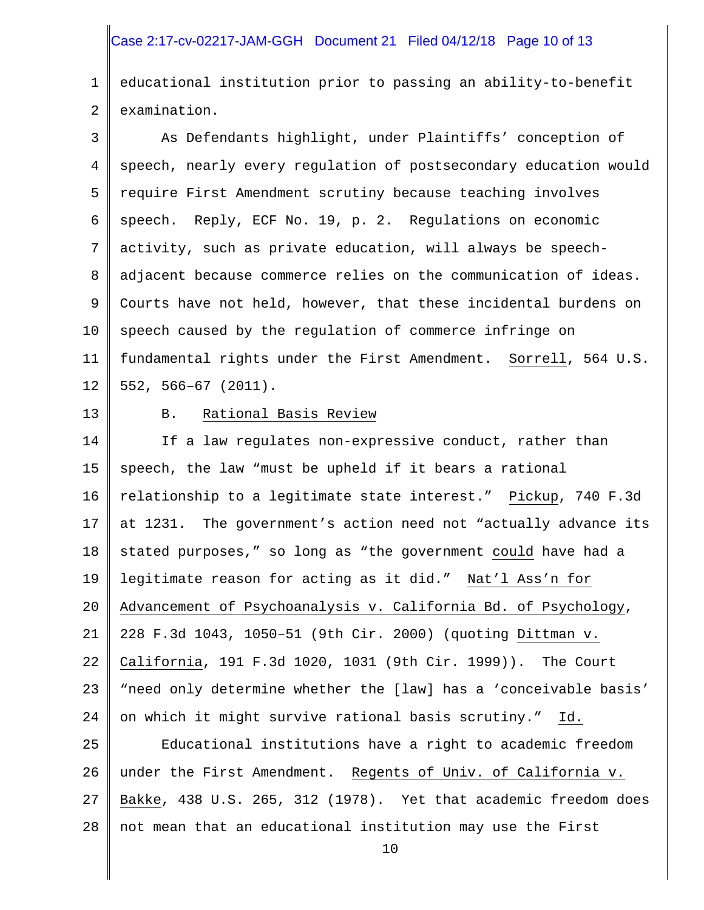educational institution prior to passing an ability-to-benefit examination.

As Defendants highlight, under Plaintiffs' conception of speech, nearly every regulation of postsecondary education would require First Amendment scrutiny because teaching involves speech. Reply, ECF No. 19, p. 2. Regulations on economic activity, such as private education, will always be speech-adjacent because commerce relies on the communication of ideas. Courts have not held, however, that these incidental burdens on speech caused by the regulation of commerce infringe on fundamental rights under the First Amendment. Sorrell, 564 U.S. 552, 566–67 (2011).

### B. Rational Basis Review

If a law regulates non-expressive conduct, rather than speech, the law "must be upheld if it bears a rational relationship to a legitimate state interest." Pickup, 740 F.3d at 1231. The government's action need not "actually advance its stated purposes," so long as "the government could have had a legitimate reason for acting as it did." Nat'l Ass'n for Advancement of Psychoanalysis v. California Bd. of Psychology, 228 F.3d 1043, 1050–51 (9th Cir. 2000) (quoting Dittman v. California, 191 F.3d 1020, 1031 (9th Cir. 1999)). The Court "need only determine whether the [law] has a 'conceivable basis' on which it might survive rational basis scrutiny." Id.

Educational institutions have a right to academic freedom under the First Amendment. Regents of Univ. of California v. Bakke, 438 U.S. 265, 312 (1978). Yet that academic freedom does not mean that an educational institution may use the First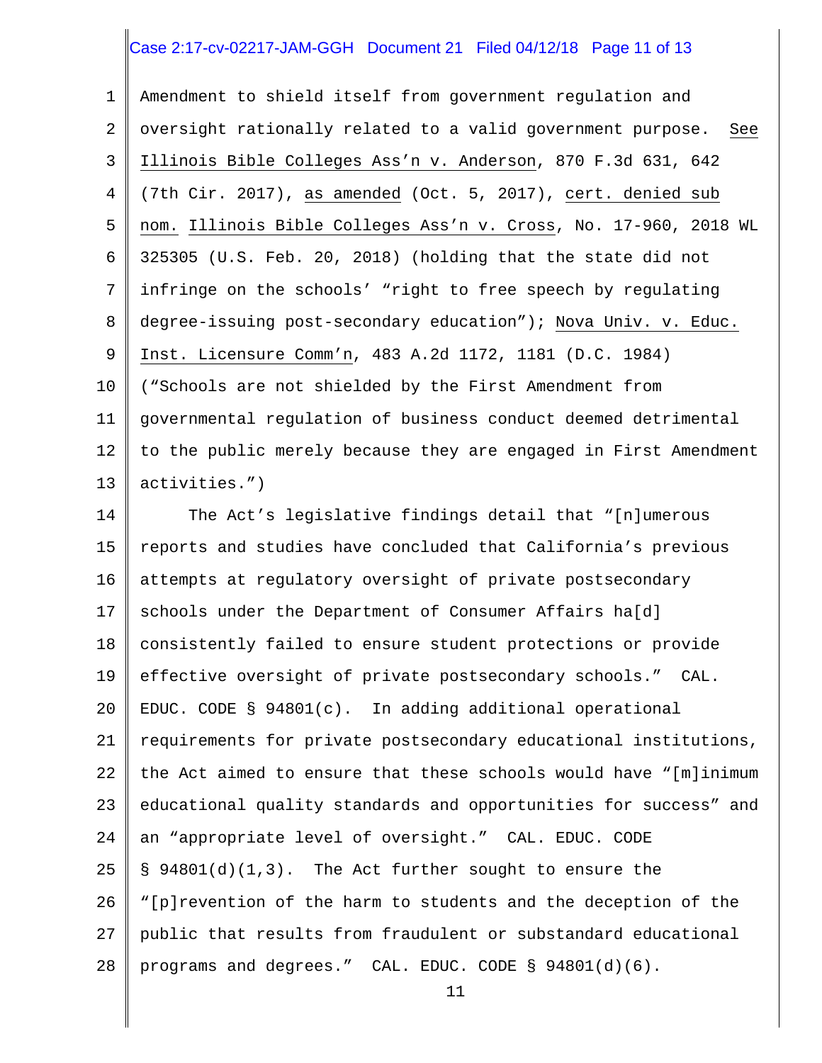Amendment to shield itself from government regulation and oversight rationally related to a valid government purpose. See Illinois Bible Colleges Ass'n v. Anderson, 870 F.3d 631, 642 (7th Cir. 2017), as amended (Oct. 5, 2017), cert. denied sub nom. Illinois Bible Colleges Ass'n v. Cross, No. 17-960, 2018 WL 325305 (U.S. Feb. 20, 2018) (holding that the state did not infringe on the schools' "right to free speech by regulating degree-issuing post-secondary education"); Nova Univ. v. Educ. Inst. Licensure Comm'n, 483 A.2d 1172, 1181 (D.C. 1984) ("Schools are not shielded by the First Amendment from governmental regulation of business conduct deemed detrimental to the public merely because they are engaged in First Amendment activities.")

The Act's legislative findings detail that "[n]umerous reports and studies have concluded that California's previous attempts at regulatory oversight of private postsecondary schools under the Department of Consumer Affairs ha[d] consistently failed to ensure student protections or provide effective oversight of private postsecondary schools." CAL. EDUC. CODE § 94801(c). In adding additional operational requirements for private postsecondary educational institutions, the Act aimed to ensure that these schools would have "[m]inimum educational quality standards and opportunities for success" and an "appropriate level of oversight." CAL. EDUC. CODE § 94801(d)(1,3). The Act further sought to ensure the "[p]revention of the harm to students and the deception of the public that results from fraudulent or substandard educational programs and degrees." CAL. EDUC. CODE § 94801(d)(6).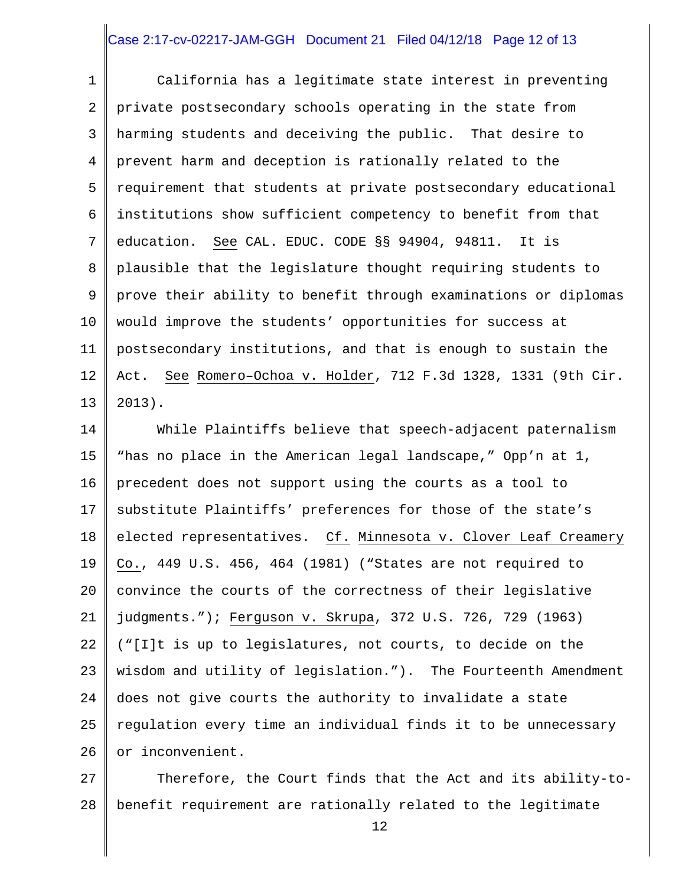California has a legitimate state interest in preventing private postsecondary schools operating in the state from harming students and deceiving the public. That desire to prevent harm and deception is rationally related to the requirement that students at private postsecondary educational institutions show sufficient competency to benefit from that education. See CAL. EDUC. CODE §§ 94904, 94811. It is plausible that the legislature thought requiring students to prove their ability to benefit through examinations or diplomas would improve the students' opportunities for success at postsecondary institutions, and that is enough to sustain the Act. See Romero–Ochoa v. Holder, 712 F.3d 1328, 1331 (9th Cir. 2013).

While Plaintiffs believe that speech-adjacent paternalism "has no place in the American legal landscape," Opp'n at 1, precedent does not support using the courts as a tool to substitute Plaintiffs' preferences for those of the state's elected representatives. Cf. Minnesota v. Clover Leaf Creamery Co., 449 U.S. 456, 464 (1981) ("States are not required to convince the courts of the correctness of their legislative judgments."); Ferguson v. Skrupa, 372 U.S. 726, 729 (1963) ("[I]t is up to legislatures, not courts, to decide on the wisdom and utility of legislation."). The Fourteenth Amendment does not give courts the authority to invalidate a state regulation every time an individual finds it to be unnecessary or inconvenient.

Therefore, the Court finds that the Act and its ability-to-benefit requirement are rationally related to the legitimate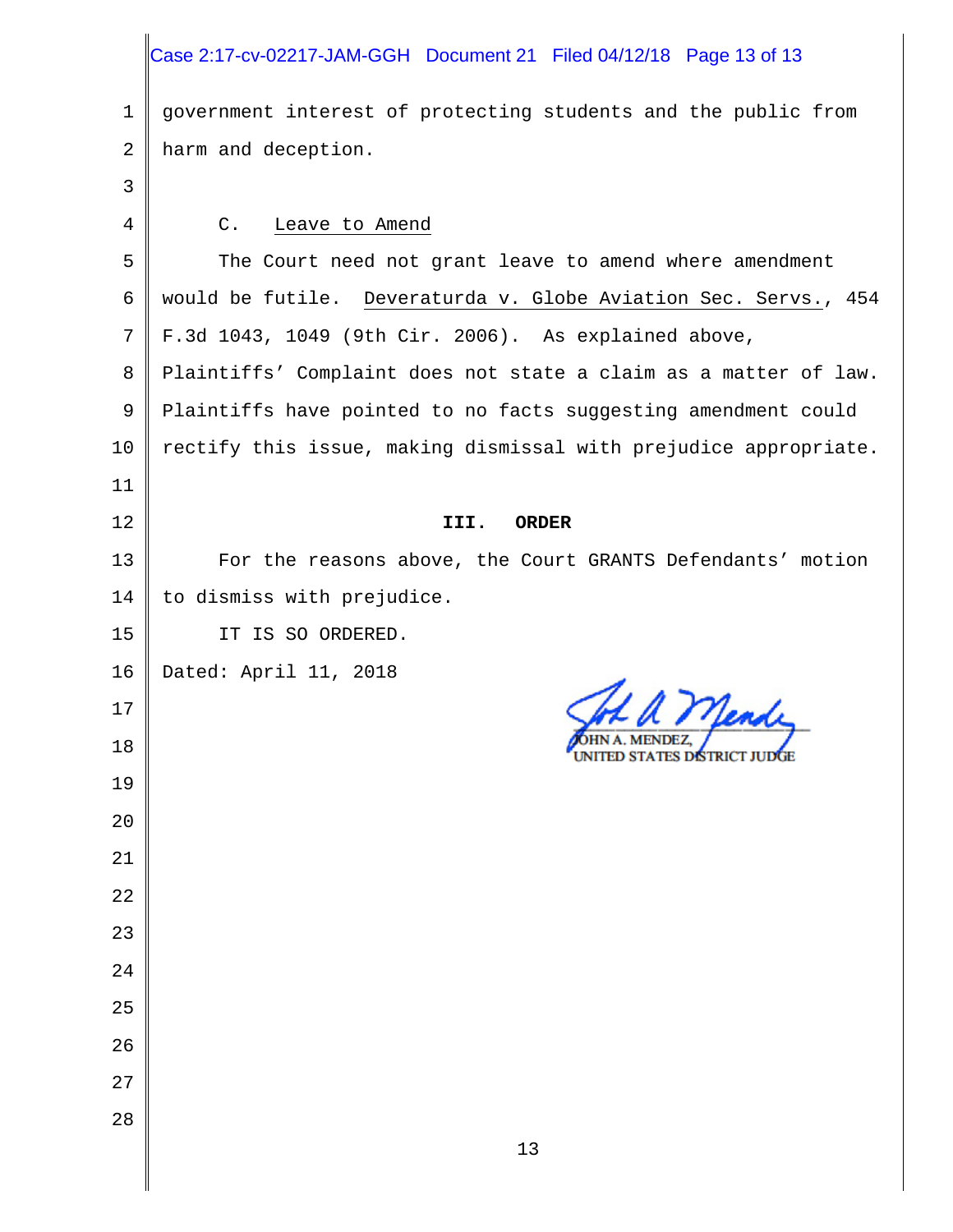government interest of protecting students and the public from harm and deception.

C. Leave to Amend

The Court need not grant leave to amend where amendment would be futile. Deveraturda v. Globe Aviation Sec. Servs., 454 F.3d 1043, 1049 (9th Cir. 2006). As explained above, Plaintiffs' Complaint does not state a claim as a matter of law. Plaintiffs have pointed to no facts suggesting amendment could rectify this issue, making dismissal with prejudice appropriate.

## III. ORDER

For the reasons above, the Court GRANTS Defendants' motion to dismiss with prejudice.

IT IS SO ORDERED.

Dated: April 11, 2018

JOHN A. MENDEZ,
UNITED STATES DISTRICT JUDGE